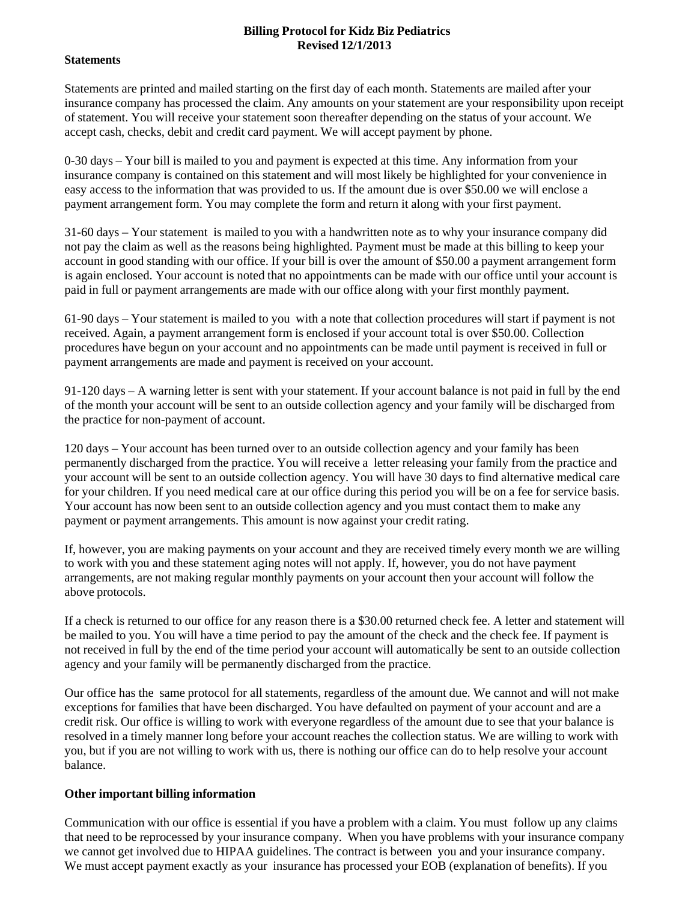**Billing Protocol for Kidz Biz Pediatrics**
**Revised 12/1/2013**

**Statements**

Statements are printed and mailed starting on the first day of each month. Statements are mailed after your insurance company has processed the claim. Any amounts on your statement are your responsibility upon receipt of statement. You will receive your statement soon thereafter depending on the status of your account. We accept cash, checks, debit and credit card payment. We will accept payment by phone.

0-30 days – Your bill is mailed to you and payment is expected at this time. Any information from your insurance company is contained on this statement and will most likely be highlighted for your convenience in easy access to the information that was provided to us. If the amount due is over $50.00 we will enclose a payment arrangement form. You may complete the form and return it along with your first payment.

31-60 days – Your statement is mailed to you with a handwritten note as to why your insurance company did not pay the claim as well as the reasons being highlighted. Payment must be made at this billing to keep your account in good standing with our office. If your bill is over the amount of $50.00 a payment arrangement form is again enclosed. Your account is noted that no appointments can be made with our office until your account is paid in full or payment arrangements are made with our office along with your first monthly payment.

61-90 days – Your statement is mailed to you with a note that collection procedures will start if payment is not received. Again, a payment arrangement form is enclosed if your account total is over $50.00. Collection procedures have begun on your account and no appointments can be made until payment is received in full or payment arrangements are made and payment is received on your account.

91-120 days – A warning letter is sent with your statement. If your account balance is not paid in full by the end of the month your account will be sent to an outside collection agency and your family will be discharged from the practice for non-payment of account.

120 days – Your account has been turned over to an outside collection agency and your family has been permanently discharged from the practice. You will receive a letter releasing your family from the practice and your account will be sent to an outside collection agency. You will have 30 days to find alternative medical care for your children. If you need medical care at our office during this period you will be on a fee for service basis. Your account has now been sent to an outside collection agency and you must contact them to make any payment or payment arrangements. This amount is now against your credit rating.

If, however, you are making payments on your account and they are received timely every month we are willing to work with you and these statement aging notes will not apply. If, however, you do not have payment arrangements, are not making regular monthly payments on your account then your account will follow the above protocols.

If a check is returned to our office for any reason there is a $30.00 returned check fee. A letter and statement will be mailed to you. You will have a time period to pay the amount of the check and the check fee. If payment is not received in full by the end of the time period your account will automatically be sent to an outside collection agency and your family will be permanently discharged from the practice.

Our office has the same protocol for all statements, regardless of the amount due. We cannot and will not make exceptions for families that have been discharged. You have defaulted on payment of your account and are a credit risk. Our office is willing to work with everyone regardless of the amount due to see that your balance is resolved in a timely manner long before your account reaches the collection status. We are willing to work with you, but if you are not willing to work with us, there is nothing our office can do to help resolve your account balance.

**Other important billing information**

Communication with our office is essential if you have a problem with a claim. You must follow up any claims that need to be reprocessed by your insurance company. When you have problems with your insurance company we cannot get involved due to HIPAA guidelines. The contract is between you and your insurance company. We must accept payment exactly as your insurance has processed your EOB (explanation of benefits). If you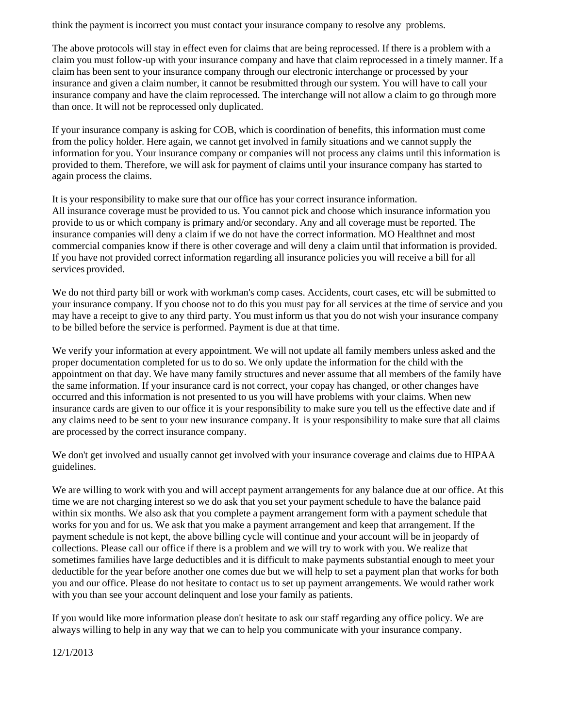think the payment is incorrect you must contact your insurance company to resolve any problems.

The above protocols will stay in effect even for claims that are being reprocessed. If there is a problem with a claim you must follow-up with your insurance company and have that claim reprocessed in a timely manner. If a claim has been sent to your insurance company through our electronic interchange or processed by your insurance and given a claim number, it cannot be resubmitted through our system. You will have to call your insurance company and have the claim reprocessed. The interchange will not allow a claim to go through more than once. It will not be reprocessed only duplicated.

If your insurance company is asking for COB, which is coordination of benefits, this information must come from the policy holder. Here again, we cannot get involved in family situations and we cannot supply the information for you. Your insurance company or companies will not process any claims until this information is provided to them. Therefore, we will ask for payment of claims until your insurance company has started to again process the claims.

It is your responsibility to make sure that our office has your correct insurance information.
All insurance coverage must be provided to us. You cannot pick and choose which insurance information you provide to us or which company is primary and/or secondary. Any and all coverage must be reported. The insurance companies will deny a claim if we do not have the correct information. MO Healthnet and most commercial companies know if there is other coverage and will deny a claim until that information is provided. If you have not provided correct information regarding all insurance policies you will receive a bill for all services provided.

We do not third party bill or work with workman's comp cases. Accidents, court cases, etc will be submitted to your insurance company. If you choose not to do this you must pay for all services at the time of service and you may have a receipt to give to any third party. You must inform us that you do not wish your insurance company to be billed before the service is performed. Payment is due at that time.

We verify your information at every appointment. We will not update all family members unless asked and the proper documentation completed for us to do so. We only update the information for the child with the appointment on that day. We have many family structures and never assume that all members of the family have the same information. If your insurance card is not correct, your copay has changed, or other changes have occurred and this information is not presented to us you will have problems with your claims. When new insurance cards are given to our office it is your responsibility to make sure you tell us the effective date and if any claims need to be sent to your new insurance company. It is your responsibility to make sure that all claims are processed by the correct insurance company.

We don't get involved and usually cannot get involved with your insurance coverage and claims due to HIPAA guidelines.

We are willing to work with you and will accept payment arrangements for any balance due at our office. At this time we are not charging interest so we do ask that you set your payment schedule to have the balance paid within six months. We also ask that you complete a payment arrangement form with a payment schedule that works for you and for us. We ask that you make a payment arrangement and keep that arrangement. If the payment schedule is not kept, the above billing cycle will continue and your account will be in jeopardy of collections. Please call our office if there is a problem and we will try to work with you. We realize that sometimes families have large deductibles and it is difficult to make payments substantial enough to meet your deductible for the year before another one comes due but we will help to set a payment plan that works for both you and our office. Please do not hesitate to contact us to set up payment arrangements. We would rather work with you than see your account delinquent and lose your family as patients.

If you would like more information please don't hesitate to ask our staff regarding any office policy. We are always willing to help in any way that we can to help you communicate with your insurance company.

12/1/2013